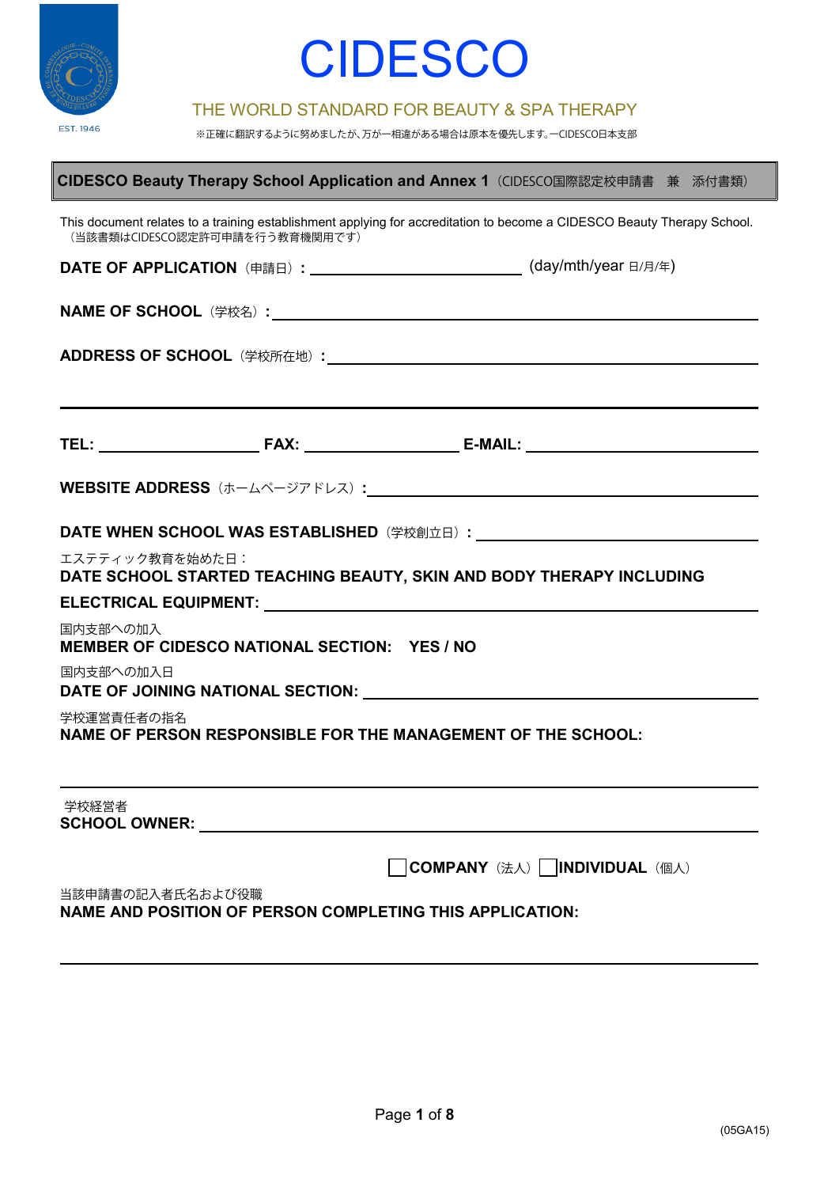EST. 1946

# CIDESCO

THE WORLD STANDARD FOR BEAUTY & SPA THERAPY

※正確に翻訳するように努めましたが、万が一相違がある場合は原本を優先します。—CIDESCO日本支部

## CIDESCO Beauty Therapy School Application and Annex 1（CIDESCO国際認定校申請書　兼　添付書類）

This document relates to a training establishment applying for accreditation to become a CIDESCO Beauty Therapy School.
（当該書類はCIDESCO認定許可申請を行う教育機関用です）

**DATE OF APPLICATION**（申請日）**:** ______________________ (day/mth/year 日/月/年)

**NAME OF SCHOOL**（学校名）**:** ______________________

**ADDRESS OF SCHOOL**（学校所在地）**:** ______________________

______________________

**TEL:** ______________ **FAX:** ______________ **E-MAIL:** ______________

**WEBSITE ADDRESS**（ホームページアドレス）**:** ______________________

**DATE WHEN SCHOOL WAS ESTABLISHED**（学校創立日）**:** ______________________

エステティック教育を始めた日：
**DATE SCHOOL STARTED TEACHING BEAUTY, SKIN AND BODY THERAPY INCLUDING ELECTRICAL EQUIPMENT:** ______________________

国内支部への加入
**MEMBER OF CIDESCO NATIONAL SECTION: YES / NO**

国内支部への加入日
**DATE OF JOINING NATIONAL SECTION:** ______________________

学校運営責任者の指名
**NAME OF PERSON RESPONSIBLE FOR THE MANAGEMENT OF THE SCHOOL:**

______________________

学校経営者
**SCHOOL OWNER:** ______________________

☐ **COMPANY**（法人） ☐ **INDIVIDUAL**（個人）

当該申請書の記入者氏名および役職
**NAME AND POSITION OF PERSON COMPLETING THIS APPLICATION:**

______________________

(05GA15)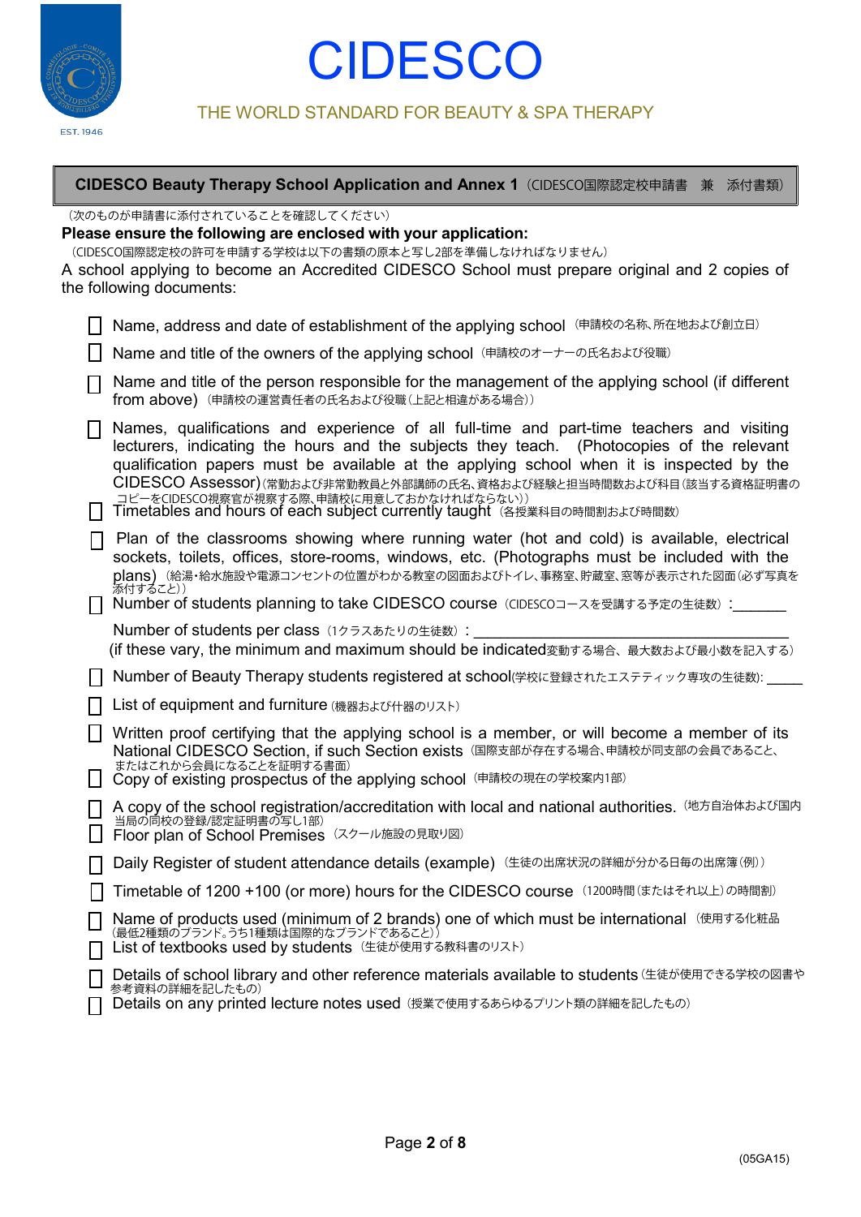# CIDESCO

THE WORLD STANDARD FOR BEAUTY & SPA THERAPY

EST. 1946

## CIDESCO Beauty Therapy School Application and Annex 1（CIDESCO国際認定校申請書　兼　添付書類）

（次のものが申請書に添付されていることを確認してください）

**Please ensure the following are enclosed with your application:**

（CIDESCO国際認定校の許可を申請する学校は以下の書類の原本と写し2部を準備しなければなりません）

A school applying to become an Accredited CIDESCO School must prepare original and 2 copies of the following documents:

- ☐ Name, address and date of establishment of the applying school （申請校の名称、所在地および創立日）
- ☐ Name and title of the owners of the applying school （申請校のオーナーの氏名および役職）
- ☐ Name and title of the person responsible for the management of the applying school (if different from above) （申請校の運営責任者の氏名および役職（上記と相違がある場合））
- ☐ Names, qualifications and experience of all full-time and part-time teachers and visiting lecturers, indicating the hours and the subjects they teach. (Photocopies of the relevant qualification papers must be available at the applying school when it is inspected by the CIDESCO Assessor)（常勤および非常勤教員と外部講師の氏名、資格および経験と担当時間数および科目（該当する資格証明書のコピーをCIDESCO視察官が視察する際、申請校に用意しておかなければならない））
- ☐ Timetables and hours of each subject currently taught （各授業科目の時間割および時間数）
- ☐ Plan of the classrooms showing where running water (hot and cold) is available, electrical sockets, toilets, offices, store-rooms, windows, etc. (Photographs must be included with the plans) （給湯・給水施設や電源コンセントの位置がわかる教室の図面およびトイレ、事務室、貯蔵室、窓等が表示された図面（必ず写真を添付すること））
- ☐ Number of students planning to take CIDESCO course （CIDESCOコースを受講する予定の生徒数）：_______

  Number of students per class （1クラスあたりの生徒数）：________________________________

  (if these vary, the minimum and maximum should be indicated変動する場合、最大数および最小数を記入する）
- ☐ Number of Beauty Therapy students registered at school(学校に登録されたエステティック専攻の生徒数): _____
- ☐ List of equipment and furniture （機器および什器のリスト）
- ☐ Written proof certifying that the applying school is a member, or will become a member of its National CIDESCO Section, if such Section exists （国際支部が存在する場合、申請校が同支部の会員であること、またはこれから会員になることを証明する書面）
- ☐ Copy of existing prospectus of the applying school （申請校の現在の学校案内1部）
- ☐ A copy of the school registration/accreditation with local and national authorities. （地方自治体および国内当局の同校の登録/認定証明書の写し1部）
- ☐ Floor plan of School Premises （スクール施設の見取り図）
- ☐ Daily Register of student attendance details (example) （生徒の出席状況の詳細が分かる日毎の出席簿（例））
- ☐ Timetable of 1200 +100 (or more) hours for the CIDESCO course （1200時間（またはそれ以上）の時間割）
- ☐ Name of products used (minimum of 2 brands) one of which must be international （使用する化粧品（最低2種類のブランド。うち1種類は国際的なブランドであること））
- ☐ List of textbooks used by students （生徒が使用する教科書のリスト）
- ☐ Details of school library and other reference materials available to students（生徒が使用できる学校の図書や参考資料の詳細を記したもの）
- ☐ Details on any printed lecture notes used （授業で使用するあらゆるプリント類の詳細を記したもの）

(05GA15)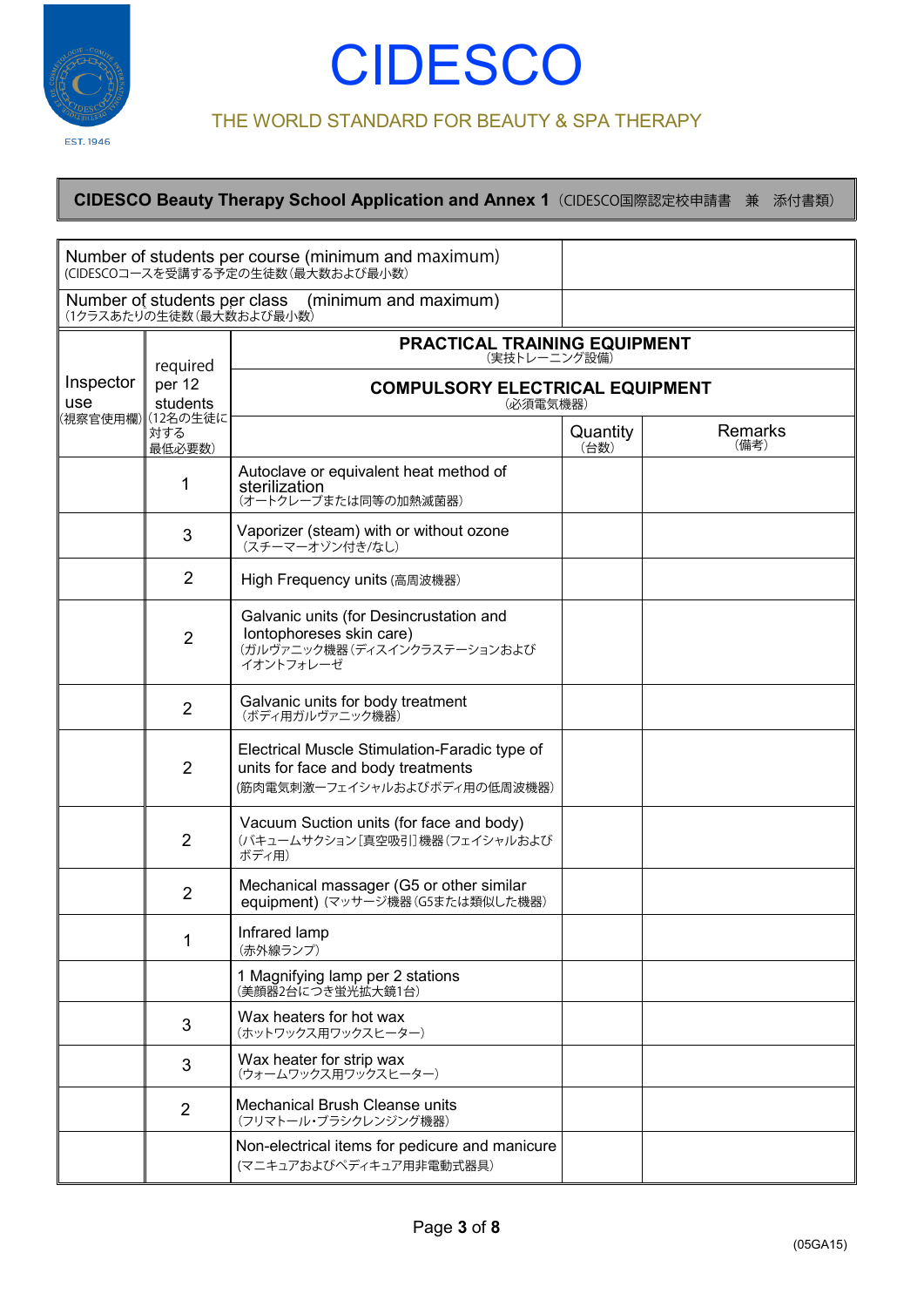# CIDESCO

THE WORLD STANDARD FOR BEAUTY & SPA THERAPY

EST. 1946

**CIDESCO Beauty Therapy School Application and Annex 1**（CIDESCO国際認定校申請書　兼　添付書類）

| Number of students per course (minimum and maximum)<br>(CIDESCOコースを受講する予定の生徒数（最大数および最小数） | |
|---|---|
| Number of students per class (minimum and maximum)<br>（1クラスあたりの生徒数（最大数および最小数） | |

| Inspector use<br>（視察官使用欄） | required per 12 students<br>（12名の生徒に対する最低必要数） | **PRACTICAL TRAINING EQUIPMENT**<br>（実技トレーニング設備）<br>**COMPULSORY ELECTRICAL EQUIPMENT**<br>（必須電気機器） | Quantity<br>（台数） | Remarks<br>（備考） |
|---|---|---|---|---|
| | 1 | Autoclave or equivalent heat method of sterilization<br>（オートクレーブまたは同等の加熱滅菌器） | | |
| | 3 | Vaporizer (steam) with or without ozone<br>（スチーマーオゾン付き/なし） | | |
| | 2 | High Frequency units (高周波機器) | | |
| | 2 | Galvanic units (for Desincrustation and Iontophoreses skin care)<br>（ガルヴァニック機器（ディスインクラステーションおよびイオントフォレーゼ | | |
| | 2 | Galvanic units for body treatment<br>（ボディ用ガルヴァニック機器） | | |
| | 2 | Electrical Muscle Stimulation-Faradic type of units for face and body treatments<br>(筋肉電気刺激ーフェイシャルおよびボディ用の低周波機器) | | |
| | 2 | Vacuum Suction units (for face and body)<br>（バキュームサクション[真空吸引]機器（フェイシャルおよびボディ用） | | |
| | 2 | Mechanical massager (G5 or other similar equipment) (マッサージ機器（G5または類似した機器) | | |
| | 1 | Infrared lamp<br>（赤外線ランプ） | | |
| | | 1 Magnifying lamp per 2 stations<br>（美顔器2台につき蛍光拡大鏡1台） | | |
| | 3 | Wax heaters for hot wax<br>（ホットワックス用ワックスヒーター） | | |
| | 3 | Wax heater for strip wax<br>（ウォームワックス用ワックスヒーター） | | |
| | 2 | Mechanical Brush Cleanse units<br>（フリマトール・ブラシクレンジング機器） | | |
| | | Non-electrical items for pedicure and manicure<br>（マニキュアおよびペディキュア用非電動式器具） | | |

(05GA15)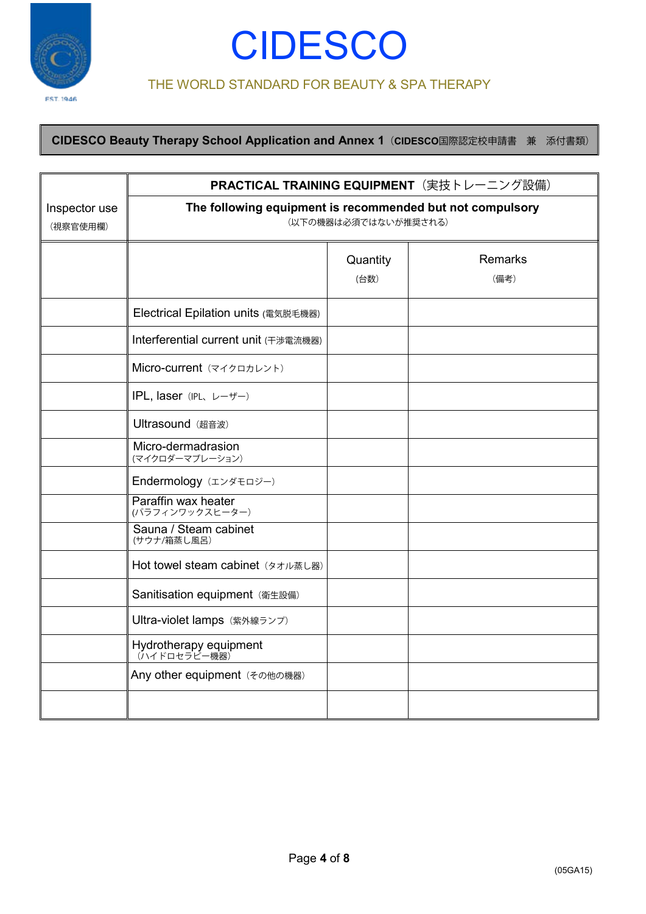# CIDESCO

THE WORLD STANDARD FOR BEAUTY & SPA THERAPY

**CIDESCO Beauty Therapy School Application and Annex 1**（CIDESCO国際認定校申請書　兼　添付書類）

| Inspector use（視察官使用欄） | **PRACTICAL TRAINING EQUIPMENT**（実技トレーニング設備）<br>**The following equipment is recommended but not compulsory**（以下の機器は必須ではないが推奨される） | | |
|---|---|---|---|
| | | Quantity（台数） | Remarks（備考） |
| | Electrical Epilation units (電気脱毛機器) | | |
| | Interferential current unit (干渉電流機器) | | |
| | Micro-current（マイクロカレント） | | |
| | IPL, laser（IPL、レーザー） | | |
| | Ultrasound（超音波） | | |
| | Micro-dermadrasion（マイクロダーマブレーション） | | |
| | Endermology（エンダモロジー） | | |
| | Paraffin wax heater（パラフィンワックスヒーター） | | |
| | Sauna / Steam cabinet（サウナ/箱蒸し風呂） | | |
| | Hot towel steam cabinet（タオル蒸し器） | | |
| | Sanitisation equipment（衛生設備） | | |
| | Ultra-violet lamps（紫外線ランプ） | | |
| | Hydrotherapy equipment（ハイドロセラピー機器） | | |
| | Any other equipment（その他の機器） | | |
| | | | |

(05GA15)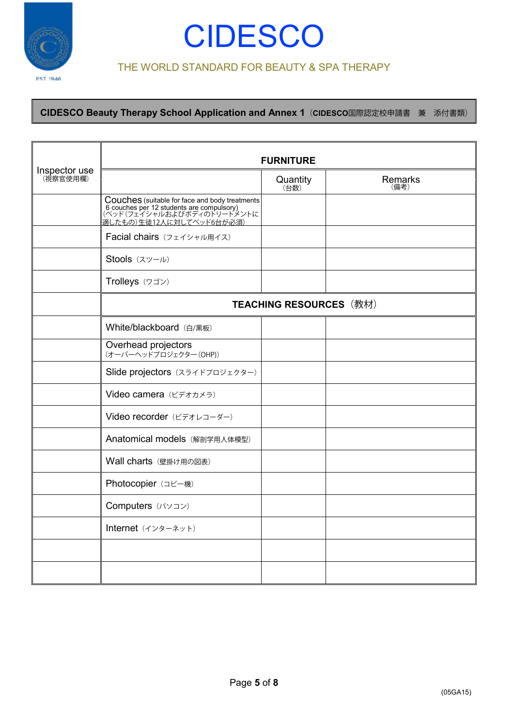# CIDESCO

THE WORLD STANDARD FOR BEAUTY & SPA THERAPY

**CIDESCO Beauty Therapy School Application and Annex 1**（CIDESCO国際認定校申請書　兼　添付書類）

| Inspector use（視察官使用欄） | FURNITURE | | |
|---|---|---|---|
| | | Quantity（台数） | Remarks（備考） |
| | Couches (suitable for face and body treatments 6 couches per 12 students are compulsory)（ベッド（フェイシャルおよびボディのトリートメントに適したもの）生徒12人に対してベッド6台が必須） | | |
| | Facial chairs（フェイシャル用イス） | | |
| | Stools（スツール） | | |
| | Trolleys（ワゴン） | | |
| | **TEACHING RESOURCES**（教材） | | |
| | White/blackboard（白/黒板） | | |
| | Overhead projectors（オーバーヘッドプロジェクター（OHP）） | | |
| | Slide projectors（スライドプロジェクター） | | |
| | Video camera（ビデオカメラ） | | |
| | Video recorder（ビデオレコーダー） | | |
| | Anatomical models（解剖学用人体模型） | | |
| | Wall charts（壁掛け用の図表） | | |
| | Photocopier（コピー機） | | |
| | Computers（パソコン） | | |
| | Internet（インターネット） | | |
| | | | |
| | | | |

(05GA15)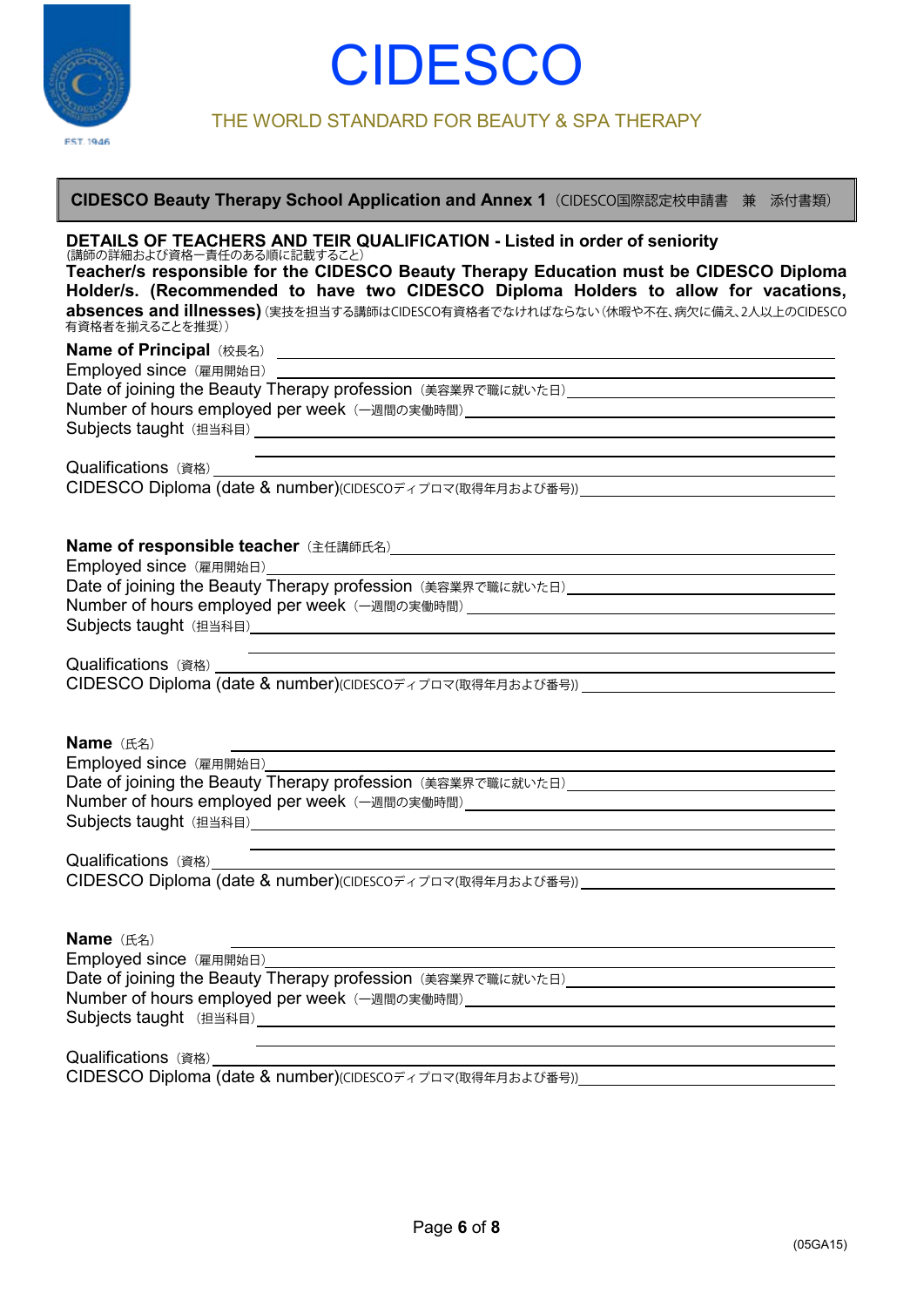# CIDESCO

THE WORLD STANDARD FOR BEAUTY & SPA THERAPY

**CIDESCO Beauty Therapy School Application and Annex 1**（CIDESCO国際認定校申請書　兼　添付書類）

## DETAILS OF TEACHERS AND TEIR QUALIFICATION - Listed in order of seniority

(講師の詳細および資格ー責任のある順に記載すること)

**Teacher/s responsible for the CIDESCO Beauty Therapy Education must be CIDESCO Diploma Holder/s. (Recommended to have two CIDESCO Diploma Holders to allow for vacations, absences and illnesses)**（実技を担当する講師はCIDESCO有資格者でなければならない（休暇や不在、病欠に備え、2人以上のCIDESCO有資格者を揃えることを推奨））

**Name of Principal**（校長名）\_\_\_\_\_\_\_\_\_\_\_\_\_\_\_\_\_\_\_\_

Employed since（雇用開始日）\_\_\_\_\_\_\_\_\_\_\_\_\_\_\_\_\_\_\_\_

Date of joining the Beauty Therapy profession（美容業界で職に就いた日）\_\_\_\_\_\_\_\_\_\_\_\_\_\_\_\_\_\_\_\_

Number of hours employed per week（一週間の実働時間）\_\_\_\_\_\_\_\_\_\_\_\_\_\_\_\_\_\_\_\_

Subjects taught（担当科目）\_\_\_\_\_\_\_\_\_\_\_\_\_\_\_\_\_\_\_\_

Qualifications（資格）\_\_\_\_\_\_\_\_\_\_\_\_\_\_\_\_\_\_\_\_

CIDESCO Diploma (date & number)(CIDESCOディプロマ(取得年月および番号))\_\_\_\_\_\_\_\_\_\_\_\_\_\_\_\_\_\_\_\_

**Name of responsible teacher**（主任講師氏名）\_\_\_\_\_\_\_\_\_\_\_\_\_\_\_\_\_\_\_\_

Employed since（雇用開始日）\_\_\_\_\_\_\_\_\_\_\_\_\_\_\_\_\_\_\_\_

Date of joining the Beauty Therapy profession（美容業界で職に就いた日）\_\_\_\_\_\_\_\_\_\_\_\_\_\_\_\_\_\_\_\_

Number of hours employed per week（一週間の実働時間）\_\_\_\_\_\_\_\_\_\_\_\_\_\_\_\_\_\_\_\_

Subjects taught（担当科目）\_\_\_\_\_\_\_\_\_\_\_\_\_\_\_\_\_\_\_\_

Qualifications（資格）\_\_\_\_\_\_\_\_\_\_\_\_\_\_\_\_\_\_\_\_

CIDESCO Diploma (date & number)(CIDESCOディプロマ(取得年月および番号))\_\_\_\_\_\_\_\_\_\_\_\_\_\_\_\_\_\_\_\_

**Name**（氏名）\_\_\_\_\_\_\_\_\_\_\_\_\_\_\_\_\_\_\_\_

Employed since（雇用開始日）\_\_\_\_\_\_\_\_\_\_\_\_\_\_\_\_\_\_\_\_

Date of joining the Beauty Therapy profession（美容業界で職に就いた日）\_\_\_\_\_\_\_\_\_\_\_\_\_\_\_\_\_\_\_\_

Number of hours employed per week（一週間の実働時間）\_\_\_\_\_\_\_\_\_\_\_\_\_\_\_\_\_\_\_\_

Subjects taught（担当科目）\_\_\_\_\_\_\_\_\_\_\_\_\_\_\_\_\_\_\_\_

Qualifications（資格）\_\_\_\_\_\_\_\_\_\_\_\_\_\_\_\_\_\_\_\_

CIDESCO Diploma (date & number)(CIDESCOディプロマ(取得年月および番号))\_\_\_\_\_\_\_\_\_\_\_\_\_\_\_\_\_\_\_\_

**Name**（氏名）\_\_\_\_\_\_\_\_\_\_\_\_\_\_\_\_\_\_\_\_

Employed since（雇用開始日）\_\_\_\_\_\_\_\_\_\_\_\_\_\_\_\_\_\_\_\_

Date of joining the Beauty Therapy profession（美容業界で職に就いた日）\_\_\_\_\_\_\_\_\_\_\_\_\_\_\_\_\_\_\_\_

Number of hours employed per week（一週間の実働時間）\_\_\_\_\_\_\_\_\_\_\_\_\_\_\_\_\_\_\_\_

Subjects taught（担当科目）\_\_\_\_\_\_\_\_\_\_\_\_\_\_\_\_\_\_\_\_

Qualifications（資格）\_\_\_\_\_\_\_\_\_\_\_\_\_\_\_\_\_\_\_\_

CIDESCO Diploma (date & number)(CIDESCOディプロマ(取得年月および番号))\_\_\_\_\_\_\_\_\_\_\_\_\_\_\_\_\_\_\_\_

(05GA15)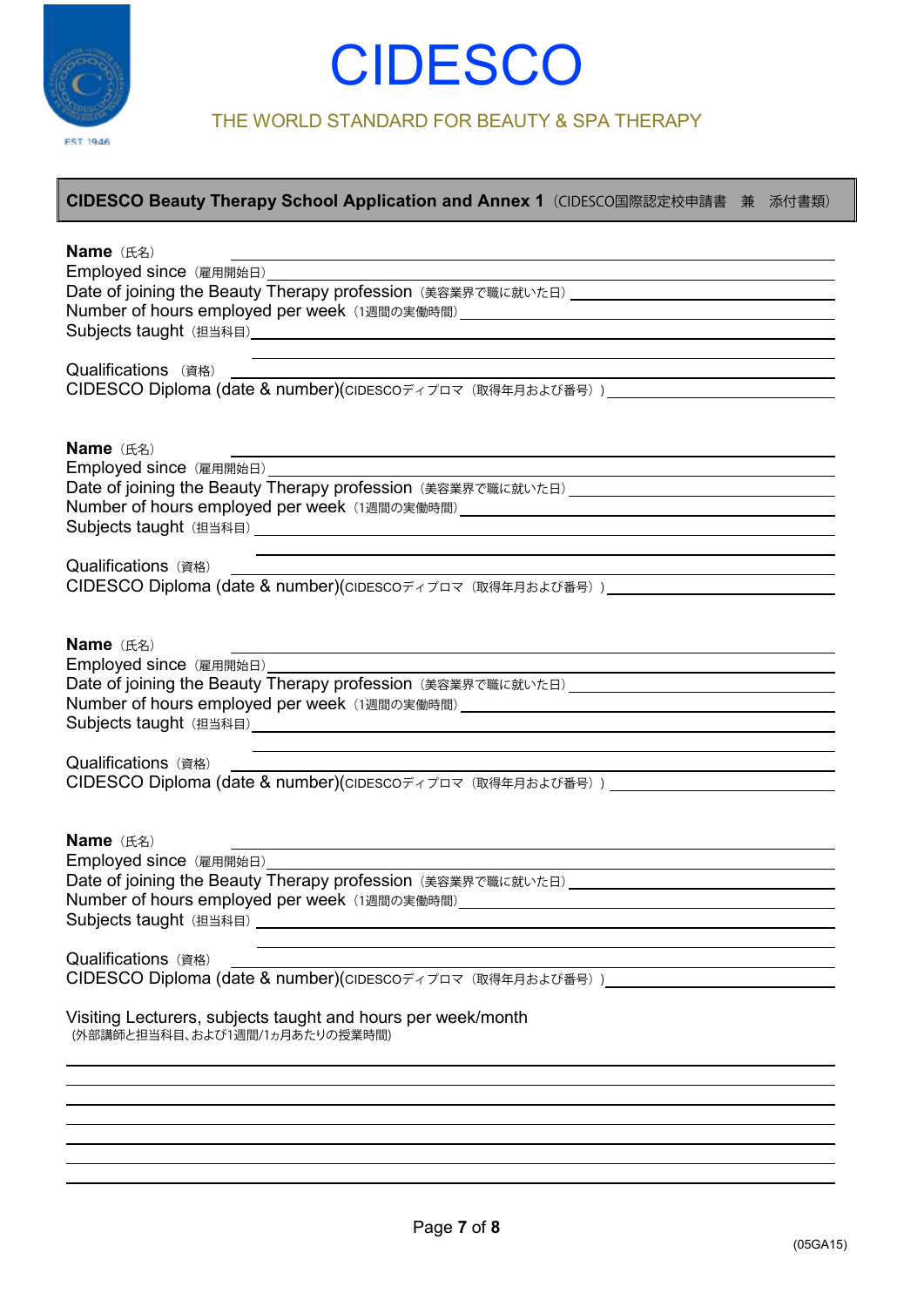# CIDESCO

THE WORLD STANDARD FOR BEAUTY & SPA THERAPY

## CIDESCO Beauty Therapy School Application and Annex 1（CIDESCO国際認定校申請書　兼　添付書類）

**Name**（氏名） \_\_\_\_\_\_\_\_\_\_\_\_\_\_\_\_\_\_\_\_\_\_\_\_\_\_\_\_\_\_\_\_\_\_\_\_\_\_\_\_

Employed since（雇用開始日）\_\_\_\_\_\_\_\_\_\_\_\_\_\_\_\_\_\_\_\_\_\_\_\_\_\_\_\_\_\_\_\_\_\_\_\_

Date of joining the Beauty Therapy profession（美容業界で職に就いた日）\_\_\_\_\_\_\_\_\_\_\_\_\_\_\_\_\_\_\_\_

Number of hours employed per week（1週間の実働時間）\_\_\_\_\_\_\_\_\_\_\_\_\_\_\_\_\_\_\_\_\_\_\_\_\_\_\_

Subjects taught（担当科目）\_\_\_\_\_\_\_\_\_\_\_\_\_\_\_\_\_\_\_\_\_\_\_\_\_\_\_\_\_\_\_\_\_\_\_\_\_\_\_\_

Qualifications（資格） \_\_\_\_\_\_\_\_\_\_\_\_\_\_\_\_\_\_\_\_\_\_\_\_\_\_\_\_\_\_\_\_\_\_\_\_\_\_\_\_

CIDESCO Diploma (date & number)(CIDESCOディプロマ（取得年月および番号）) \_\_\_\_\_\_\_\_\_\_\_\_\_\_\_\_\_\_\_\_

**Name**（氏名） \_\_\_\_\_\_\_\_\_\_\_\_\_\_\_\_\_\_\_\_\_\_\_\_\_\_\_\_\_\_\_\_\_\_\_\_\_\_\_\_

Employed since（雇用開始日）\_\_\_\_\_\_\_\_\_\_\_\_\_\_\_\_\_\_\_\_\_\_\_\_\_\_\_\_\_\_\_\_\_\_\_\_

Date of joining the Beauty Therapy profession（美容業界で職に就いた日）\_\_\_\_\_\_\_\_\_\_\_\_\_\_\_\_\_\_\_\_

Number of hours employed per week（1週間の実働時間）\_\_\_\_\_\_\_\_\_\_\_\_\_\_\_\_\_\_\_\_\_\_\_\_\_\_\_

Subjects taught（担当科目）\_\_\_\_\_\_\_\_\_\_\_\_\_\_\_\_\_\_\_\_\_\_\_\_\_\_\_\_\_\_\_\_\_\_\_\_\_\_\_\_

Qualifications（資格） \_\_\_\_\_\_\_\_\_\_\_\_\_\_\_\_\_\_\_\_\_\_\_\_\_\_\_\_\_\_\_\_\_\_\_\_\_\_\_\_

CIDESCO Diploma (date & number)(CIDESCOディプロマ（取得年月および番号）) \_\_\_\_\_\_\_\_\_\_\_\_\_\_\_\_\_\_\_\_

**Name**（氏名） \_\_\_\_\_\_\_\_\_\_\_\_\_\_\_\_\_\_\_\_\_\_\_\_\_\_\_\_\_\_\_\_\_\_\_\_\_\_\_\_

Employed since（雇用開始日）\_\_\_\_\_\_\_\_\_\_\_\_\_\_\_\_\_\_\_\_\_\_\_\_\_\_\_\_\_\_\_\_\_\_\_\_

Date of joining the Beauty Therapy profession（美容業界で職に就いた日）\_\_\_\_\_\_\_\_\_\_\_\_\_\_\_\_\_\_\_\_

Number of hours employed per week（1週間の実働時間）\_\_\_\_\_\_\_\_\_\_\_\_\_\_\_\_\_\_\_\_\_\_\_\_\_\_\_

Subjects taught（担当科目）\_\_\_\_\_\_\_\_\_\_\_\_\_\_\_\_\_\_\_\_\_\_\_\_\_\_\_\_\_\_\_\_\_\_\_\_\_\_\_\_

Qualifications（資格） \_\_\_\_\_\_\_\_\_\_\_\_\_\_\_\_\_\_\_\_\_\_\_\_\_\_\_\_\_\_\_\_\_\_\_\_\_\_\_\_

CIDESCO Diploma (date & number)(CIDESCOディプロマ（取得年月および番号）) \_\_\_\_\_\_\_\_\_\_\_\_\_\_\_\_\_\_\_\_

**Name**（氏名） \_\_\_\_\_\_\_\_\_\_\_\_\_\_\_\_\_\_\_\_\_\_\_\_\_\_\_\_\_\_\_\_\_\_\_\_\_\_\_\_

Employed since（雇用開始日）\_\_\_\_\_\_\_\_\_\_\_\_\_\_\_\_\_\_\_\_\_\_\_\_\_\_\_\_\_\_\_\_\_\_\_\_

Date of joining the Beauty Therapy profession（美容業界で職に就いた日）\_\_\_\_\_\_\_\_\_\_\_\_\_\_\_\_\_\_\_\_

Number of hours employed per week（1週間の実働時間）\_\_\_\_\_\_\_\_\_\_\_\_\_\_\_\_\_\_\_\_\_\_\_\_\_\_\_

Subjects taught（担当科目）\_\_\_\_\_\_\_\_\_\_\_\_\_\_\_\_\_\_\_\_\_\_\_\_\_\_\_\_\_\_\_\_\_\_\_\_\_\_\_\_

Qualifications（資格） \_\_\_\_\_\_\_\_\_\_\_\_\_\_\_\_\_\_\_\_\_\_\_\_\_\_\_\_\_\_\_\_\_\_\_\_\_\_\_\_

CIDESCO Diploma (date & number)(CIDESCOディプロマ（取得年月および番号）) \_\_\_\_\_\_\_\_\_\_\_\_\_\_\_\_\_\_\_\_

Visiting Lecturers, subjects taught and hours per week/month
(外部講師と担当科目、および1週間/1ヵ月あたりの授業時間)

\_\_\_\_\_\_\_\_\_\_\_\_\_\_\_\_\_\_\_\_\_\_\_\_\_\_\_\_\_\_\_\_\_\_\_\_\_\_\_\_\_\_\_\_\_\_\_\_\_\_\_\_\_\_\_\_\_\_\_\_

\_\_\_\_\_\_\_\_\_\_\_\_\_\_\_\_\_\_\_\_\_\_\_\_\_\_\_\_\_\_\_\_\_\_\_\_\_\_\_\_\_\_\_\_\_\_\_\_\_\_\_\_\_\_\_\_\_\_\_\_

\_\_\_\_\_\_\_\_\_\_\_\_\_\_\_\_\_\_\_\_\_\_\_\_\_\_\_\_\_\_\_\_\_\_\_\_\_\_\_\_\_\_\_\_\_\_\_\_\_\_\_\_\_\_\_\_\_\_\_\_

\_\_\_\_\_\_\_\_\_\_\_\_\_\_\_\_\_\_\_\_\_\_\_\_\_\_\_\_\_\_\_\_\_\_\_\_\_\_\_\_\_\_\_\_\_\_\_\_\_\_\_\_\_\_\_\_\_\_\_\_

\_\_\_\_\_\_\_\_\_\_\_\_\_\_\_\_\_\_\_\_\_\_\_\_\_\_\_\_\_\_\_\_\_\_\_\_\_\_\_\_\_\_\_\_\_\_\_\_\_\_\_\_\_\_\_\_\_\_\_\_

\_\_\_\_\_\_\_\_\_\_\_\_\_\_\_\_\_\_\_\_\_\_\_\_\_\_\_\_\_\_\_\_\_\_\_\_\_\_\_\_\_\_\_\_\_\_\_\_\_\_\_\_\_\_\_\_\_\_\_\_

\_\_\_\_\_\_\_\_\_\_\_\_\_\_\_\_\_\_\_\_\_\_\_\_\_\_\_\_\_\_\_\_\_\_\_\_\_\_\_\_\_\_\_\_\_\_\_\_\_\_\_\_\_\_\_\_\_\_\_\_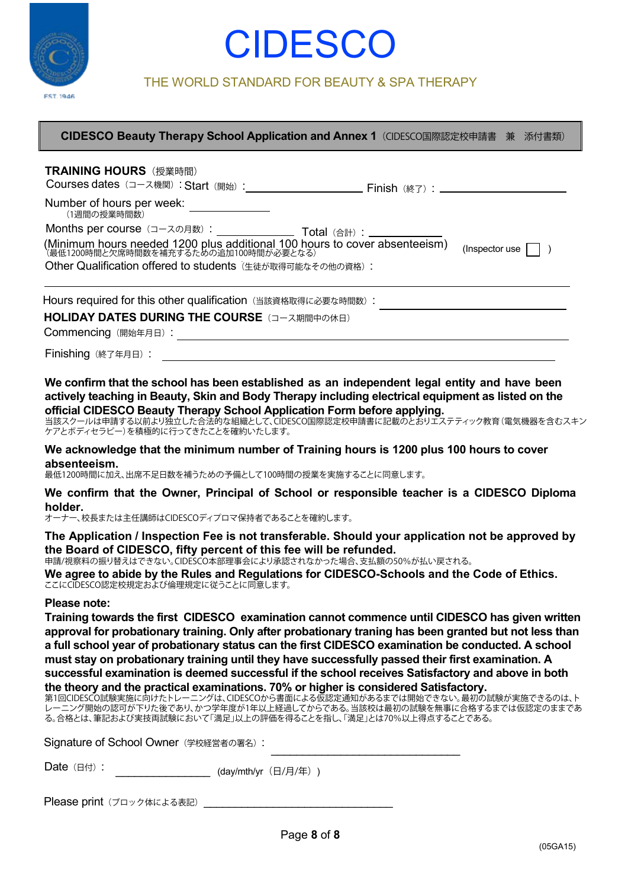# CIDESCO

THE WORLD STANDARD FOR BEAUTY & SPA THERAPY

## CIDESCO Beauty Therapy School Application and Annex 1（CIDESCO国際認定校申請書　兼　添付書類）

### TRAINING HOURS（授業時間）

Courses dates（コース機関）: Start（開始）: ____________________ Finish（終了）: ____________________

Number of hours per week: ______________
（1週間の授業時間数）

Months per course（コースの月数）: ______________ Total（合計）: ______________

(Minimum hours needed 1200 plus additional 100 hours to cover absenteeism)
（最低1200時間と欠席時間数を補充するための追加100時間が必要となる）

(Inspector use ☐ )

Other Qualification offered to students（生徒が取得可能なその他の資格）:

______________________________________________________________

Hours required for this other qualification（当該資格取得に必要な時間数）: ____________________

**HOLIDAY DATES DURING THE COURSE**（コース期間中の休日）

Commencing（開始年月日）: ______________________________________

Finishing（終了年月日）: ______________________________________

**We confirm that the school has been established as an independent legal entity and have been actively teaching in Beauty, Skin and Body Therapy including electrical equipment as listed on the official CIDESCO Beauty Therapy School Application Form before applying.**
当該スクールは申請する以前より独立した合法的な組織として、CIDESCO国際認定校申請書に記載のとおりエステティック教育（電気機器を含むスキンケアとボディセラピー）を積極的に行ってきたことを確約いたします。

**We acknowledge that the minimum number of Training hours is 1200 plus 100 hours to cover absenteeism.**
最低1200時間に加え、出席不足日数を補うための予備として100時間の授業を実施することに同意します。

**We confirm that the Owner, Principal of School or responsible teacher is a CIDESCO Diploma holder.**
オーナー、校長または主任講師はCIDESCOディプロマ保持者であることを確約します。

**The Application / Inspection Fee is not transferable. Should your application not be approved by the Board of CIDESCO, fifty percent of this fee will be refunded.**
申請/視察料の振り替えはできない。CIDESCO本部理事会により承認されなかった場合、支払額の50%が払い戻される。

**We agree to abide by the Rules and Regulations for CIDESCO-Schools and the Code of Ethics.**
ここにCIDESCO認定校規定および倫理規定に従うことに同意します。

**Please note:**

**Training towards the first CIDESCO examination cannot commence until CIDESCO has given written approval for probationary training. Only after probationary traning has been granted but not less than a full school year of probationary status can the first CIDESCO examination be conducted. A school must stay on probationary training until they have successfully passed their first examination. A successful examination is deemed successful if the school receives Satisfactory and above in both the theory and the practical examinations. 70% or higher is considered Satisfactory.**
第1回CIDESCO試験実施に向けたトレーニングは、CIDESCOから書面による仮認定通知があるまでは開始できない。最初の試験が実施できるのは、トレーニング開始の認可が下りた後であり、かつ学年度が1年以上経過してからである。当該校は最初の試験を無事に合格するまでは仮認定のままである。合格とは、筆記および実技両試験において「満足」以上の評価を得ることを指し、「満足」とは70%以上得点することである。

Signature of School Owner（学校経営者の署名）: ______________________________

Date（日付）: ________________ (day/mth/yr（日/月/年）)

Please print（ブロック体による表記）______________________________

(05GA15)